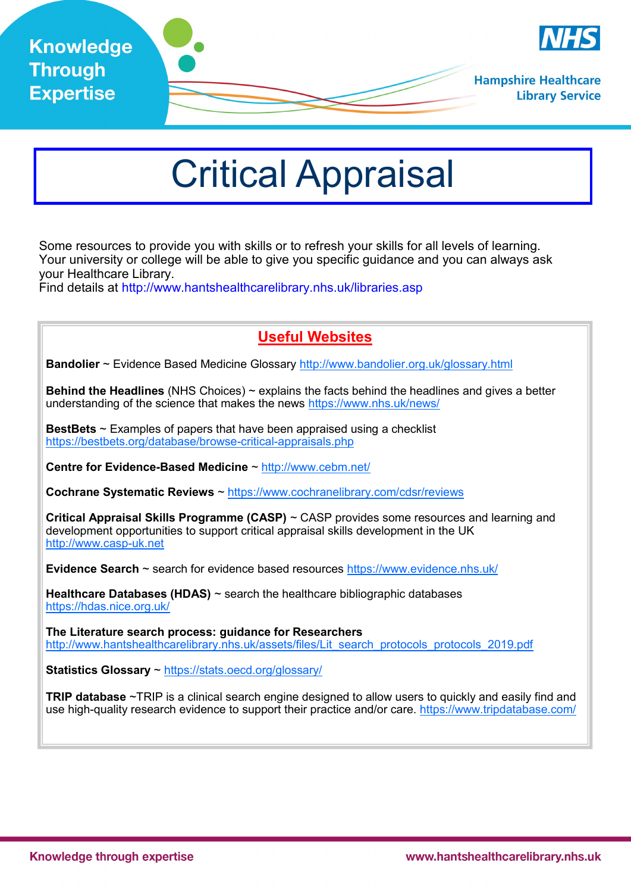# Critical Appraisal

Some resources to provide you with skills or to refresh your skills for all levels of learning. Your university or college will be able to give you specific guidance and you can always ask your Healthcare Library.
Find details at http://www.hantshealthcarelibrary.nhs.uk/libraries.asp

## Useful Websites

**Bandolier** ~ Evidence Based Medicine Glossary http://www.bandolier.org.uk/glossary.html

**Behind the Headlines** (NHS Choices) ~ explains the facts behind the headlines and gives a better understanding of the science that makes the news https://www.nhs.uk/news/

**BestBets** ~ Examples of papers that have been appraised using a checklist https://bestbets.org/database/browse-critical-appraisals.php

**Centre for Evidence-Based Medicine** ~ http://www.cebm.net/

**Cochrane Systematic Reviews** ~ https://www.cochranelibrary.com/cdsr/reviews

**Critical Appraisal Skills Programme (CASP)** ~ CASP provides some resources and learning and development opportunities to support critical appraisal skills development in the UK http://www.casp-uk.net

**Evidence Search** ~ search for evidence based resources https://www.evidence.nhs.uk/

**Healthcare Databases (HDAS)** ~ search the healthcare bibliographic databases https://hdas.nice.org.uk/

**The Literature search process: guidance for Researchers**
http://www.hantshealthcarelibrary.nhs.uk/assets/files/Lit_search_protocols_protocols_2019.pdf

**Statistics Glossary** ~ https://stats.oecd.org/glossary/

**TRIP database** ~TRIP is a clinical search engine designed to allow users to quickly and easily find and use high-quality research evidence to support their practice and/or care. https://www.tripdatabase.com/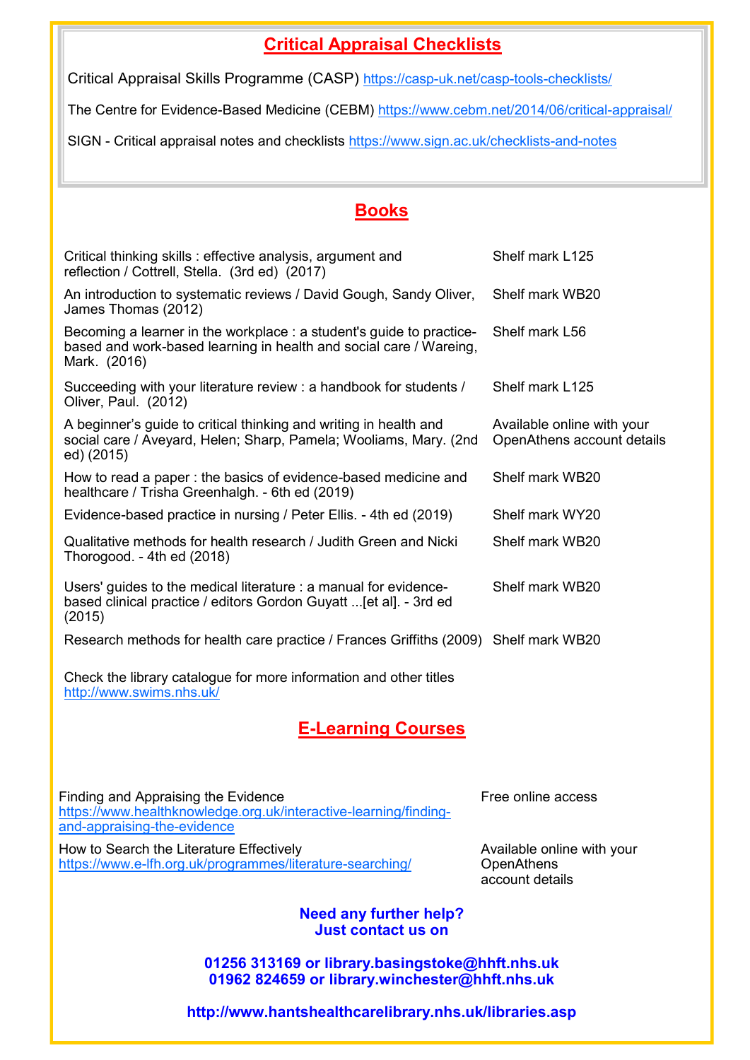## Critical Appraisal Checklists

Critical Appraisal Skills Programme (CASP) https://casp-uk.net/casp-tools-checklists/

The Centre for Evidence-Based Medicine (CEBM) https://www.cebm.net/2014/06/critical-appraisal/

SIGN - Critical appraisal notes and checklists https://www.sign.ac.uk/checklists-and-notes

## Books

| | |
|---|---|
| Critical thinking skills : effective analysis, argument and reflection / Cottrell, Stella. (3rd ed) (2017) | Shelf mark L125 |
| An introduction to systematic reviews / David Gough, Sandy Oliver, James Thomas (2012) | Shelf mark WB20 |
| Becoming a learner in the workplace : a student's guide to practice-based and work-based learning in health and social care / Wareing, Mark. (2016) | Shelf mark L56 |
| Succeeding with your literature review : a handbook for students / Oliver, Paul. (2012) | Shelf mark L125 |
| A beginner's guide to critical thinking and writing in health and social care / Aveyard, Helen; Sharp, Pamela; Wooliams, Mary. (2nd ed) (2015) | Available online with your OpenAthens account details |
| How to read a paper : the basics of evidence-based medicine and healthcare / Trisha Greenhalgh. - 6th ed (2019) | Shelf mark WB20 |
| Evidence-based practice in nursing / Peter Ellis. - 4th ed (2019) | Shelf mark WY20 |
| Qualitative methods for health research / Judith Green and Nicki Thorogood. - 4th ed (2018) | Shelf mark WB20 |
| Users' guides to the medical literature : a manual for evidence-based clinical practice / editors Gordon Guyatt ...[et al]. - 3rd ed (2015) | Shelf mark WB20 |
| Research methods for health care practice / Frances Griffiths (2009) | Shelf mark WB20 |

Check the library catalogue for more information and other titles http://www.swims.nhs.uk/

## E-Learning Courses

| | |
|---|---|
| Finding and Appraising the Evidence https://www.healthknowledge.org.uk/interactive-learning/finding-and-appraising-the-evidence | Free online access |
| How to Search the Literature Effectively https://www.e-lfh.org.uk/programmes/literature-searching/ | Available online with your OpenAthens account details |

**Need any further help?**
**Just contact us on**

**01256 313169 or library.basingstoke@hhft.nhs.uk**
**01962 824659 or library.winchester@hhft.nhs.uk**

**http://www.hantshealthcarelibrary.nhs.uk/libraries.asp**